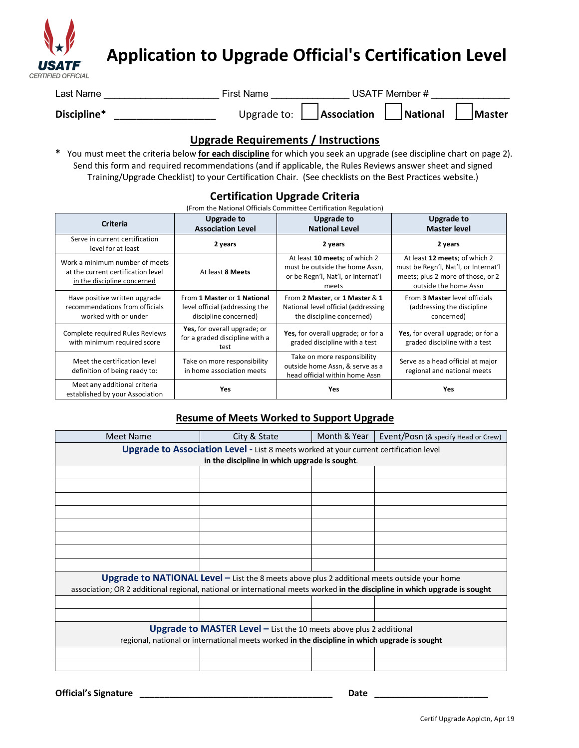USATF CERTIFIED OFFICIAL

# Application to Upgrade Official's Certification Level

Last Name ______________________ First Name _______________ USATF Member # _______________

**Discipline*** __________________ Upgrade to: ☐ **Association** ☐ **National** ☐ **Master**

## Upgrade Requirements / Instructions

\* You must meet the criteria below **for each discipline** for which you seek an upgrade (see discipline chart on page 2). Send this form and required recommendations (and if applicable, the Rules Reviews answer sheet and signed Training/Upgrade Checklist) to your Certification Chair. (See checklists on the Best Practices website.)

### Certification Upgrade Criteria

(From the National Officials Committee Certification Regulation)

| Criteria | Upgrade to Association Level | Upgrade to National Level | Upgrade to Master level |
|---|---|---|---|
| Serve in current certification level for at least | **2 years** | **2 years** | **2 years** |
| Work a minimum number of meets at the current certification level in the discipline concerned | At least **8 Meets** | At least **10 meets**; of which 2 must be outside the home Assn, or be Regn'l, Nat'l, or Internat'l meets | At least **12 meets**; of which 2 must be Regn'l, Nat'l, or Internat'l meets; plus 2 more of those, or 2 outside the home Assn |
| Have positive written upgrade recommendations from officials worked with or under | From **1 Master** or **1 National** level official (addressing the discipline concerned) | From **2 Master**, or **1 Master** & **1** National level official (addressing the discipline concerned) | From **3 Master** level officials (addressing the discipline concerned) |
| Complete required Rules Reviews with minimum required score | **Yes,** for overall upgrade; or for a graded discipline with a test | **Yes,** for overall upgrade; or for a graded discipline with a test | **Yes,** for overall upgrade; or for a graded discipline with a test |
| Meet the certification level definition of being ready to: | Take on more responsibility in home association meets | Take on more responsibility outside home Assn, & serve as a head official within home Assn | Serve as a head official at major regional and national meets |
| Meet any additional criteria established by your Association | **Yes** | **Yes** | **Yes** |

## Resume of Meets Worked to Support Upgrade

| Meet Name | City & State | Month & Year | Event/Posn (& specify Head or Crew) |
|---|---|---|---|
| **Upgrade to Association Level -** List 8 meets worked at your current certification level **in the discipline in which upgrade is sought**. | | | |
| | | | |
| | | | |
| | | | |
| | | | |
| | | | |
| | | | |
| | | | |
| | | | |
| **Upgrade to NATIONAL Level –** List the 8 meets above plus 2 additional meets outside your home association; OR 2 additional regional, national or international meets worked **in the discipline in which upgrade is sought** | | | |
| | | | |
| | | | |
| **Upgrade to MASTER Level –** List the 10 meets above plus 2 additional regional, national or international meets worked **in the discipline in which upgrade is sought** | | | |
| | | | |
| | | | |

**Official's Signature** ________________________________________ **Date** ________________________

Certif Upgrade Applctn, Apr 19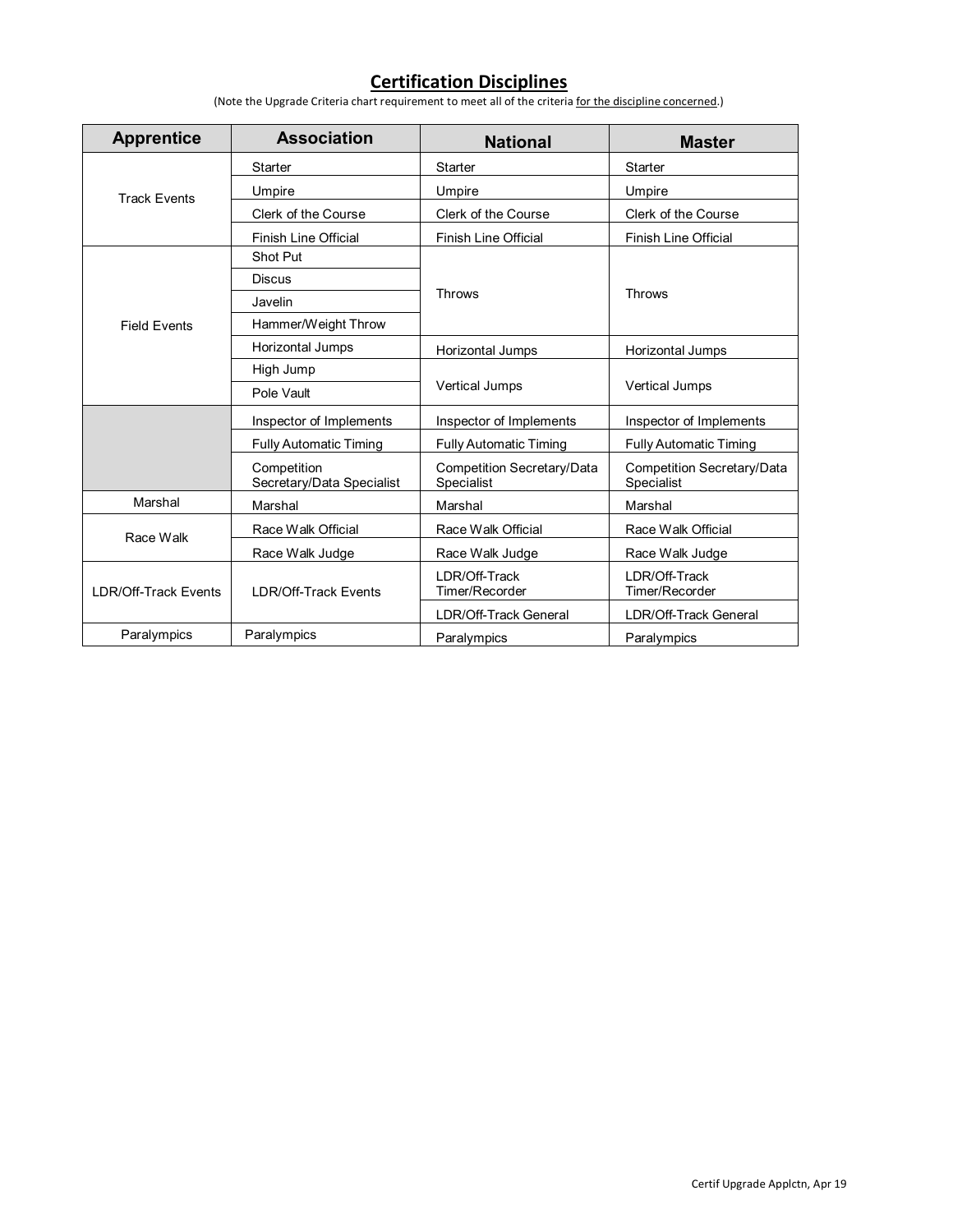## Certification Disciplines

(Note the Upgrade Criteria chart requirement to meet all of the criteria <u>for the discipline concerned</u>.)

| Apprentice | Association | National | Master |
|---|---|---|---|
| Track Events | Starter | Starter | Starter |
| | Umpire | Umpire | Umpire |
| | Clerk of the Course | Clerk of the Course | Clerk of the Course |
| | Finish Line Official | Finish Line Official | Finish Line Official |
| Field Events | Shot Put | Throws | Throws |
| | Discus | | |
| | Javelin | | |
| | Hammer/Weight Throw | | |
| | Horizontal Jumps | Horizontal Jumps | Horizontal Jumps |
| | High Jump | Vertical Jumps | Vertical Jumps |
| | Pole Vault | | |
| | Inspector of Implements | Inspector of Implements | Inspector of Implements |
| | Fully Automatic Timing | Fully Automatic Timing | Fully Automatic Timing |
| | Competition Secretary/Data Specialist | Competition Secretary/Data Specialist | Competition Secretary/Data Specialist |
| Marshal | Marshal | Marshal | Marshal |
| Race Walk | Race Walk Official | Race Walk Official | Race Walk Official |
| | Race Walk Judge | Race Walk Judge | Race Walk Judge |
| LDR/Off-Track Events | LDR/Off-Track Events | LDR/Off-Track Timer/Recorder | LDR/Off-Track Timer/Recorder |
| | | LDR/Off-Track General | LDR/Off-Track General |
| Paralympics | Paralympics | Paralympics | Paralympics |

Certif Upgrade Applctn, Apr 19